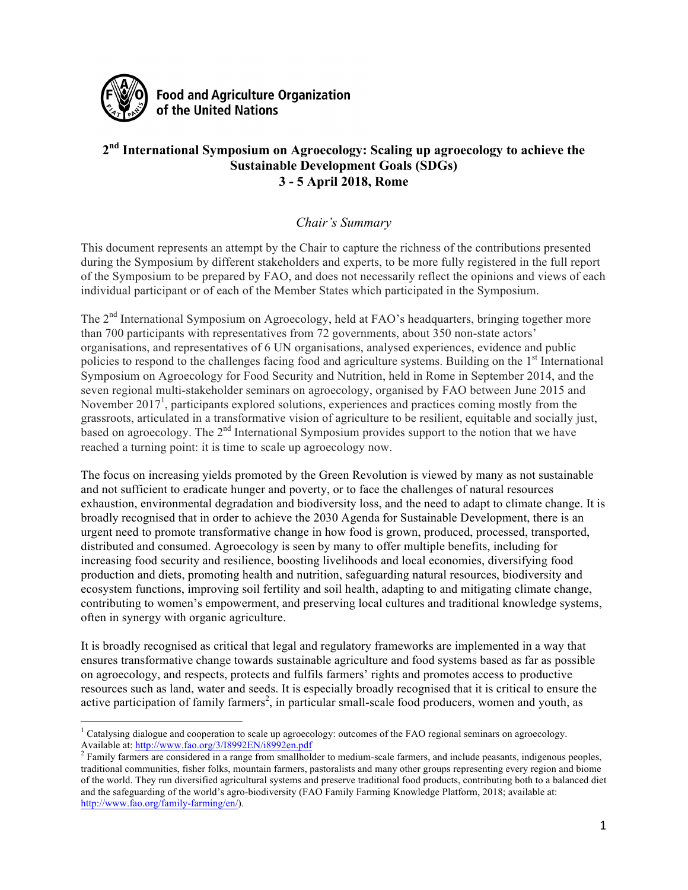Food and Agriculture Organization of the United Nations

# 2nd International Symposium on Agroecology: Scaling up agroecology to achieve the Sustainable Development Goals (SDGs)
## 3 - 5 April 2018, Rome

### *Chair's Summary*

This document represents an attempt by the Chair to capture the richness of the contributions presented during the Symposium by different stakeholders and experts, to be more fully registered in the full report of the Symposium to be prepared by FAO, and does not necessarily reflect the opinions and views of each individual participant or of each of the Member States which participated in the Symposium.

The 2nd International Symposium on Agroecology, held at FAO's headquarters, bringing together more than 700 participants with representatives from 72 governments, about 350 non-state actors' organisations, and representatives of 6 UN organisations, analysed experiences, evidence and public policies to respond to the challenges facing food and agriculture systems. Building on the 1st International Symposium on Agroecology for Food Security and Nutrition, held in Rome in September 2014, and the seven regional multi-stakeholder seminars on agroecology, organised by FAO between June 2015 and November 2017[1], participants explored solutions, experiences and practices coming mostly from the grassroots, articulated in a transformative vision of agriculture to be resilient, equitable and socially just, based on agroecology. The 2nd International Symposium provides support to the notion that we have reached a turning point: it is time to scale up agroecology now.

The focus on increasing yields promoted by the Green Revolution is viewed by many as not sustainable and not sufficient to eradicate hunger and poverty, or to face the challenges of natural resources exhaustion, environmental degradation and biodiversity loss, and the need to adapt to climate change. It is broadly recognised that in order to achieve the 2030 Agenda for Sustainable Development, there is an urgent need to promote transformative change in how food is grown, produced, processed, transported, distributed and consumed. Agroecology is seen by many to offer multiple benefits, including for increasing food security and resilience, boosting livelihoods and local economies, diversifying food production and diets, promoting health and nutrition, safeguarding natural resources, biodiversity and ecosystem functions, improving soil fertility and soil health, adapting to and mitigating climate change, contributing to women's empowerment, and preserving local cultures and traditional knowledge systems, often in synergy with organic agriculture.

It is broadly recognised as critical that legal and regulatory frameworks are implemented in a way that ensures transformative change towards sustainable agriculture and food systems based as far as possible on agroecology, and respects, protects and fulfils farmers' rights and promotes access to productive resources such as land, water and seeds. It is especially broadly recognised that it is critical to ensure the active participation of family farmers[2], in particular small-scale food producers, women and youth, as

---

[1] Catalysing dialogue and cooperation to scale up agroecology: outcomes of the FAO regional seminars on agroecology. Available at: http://www.fao.org/3/I8992EN/i8992en.pdf

[2] Family farmers are considered in a range from smallholder to medium-scale farmers, and include peasants, indigenous peoples, traditional communities, fisher folks, mountain farmers, pastoralists and many other groups representing every region and biome of the world. They run diversified agricultural systems and preserve traditional food products, contributing both to a balanced diet and the safeguarding of the world's agro-biodiversity (FAO Family Farming Knowledge Platform, 2018; available at: http://www.fao.org/family-farming/en/).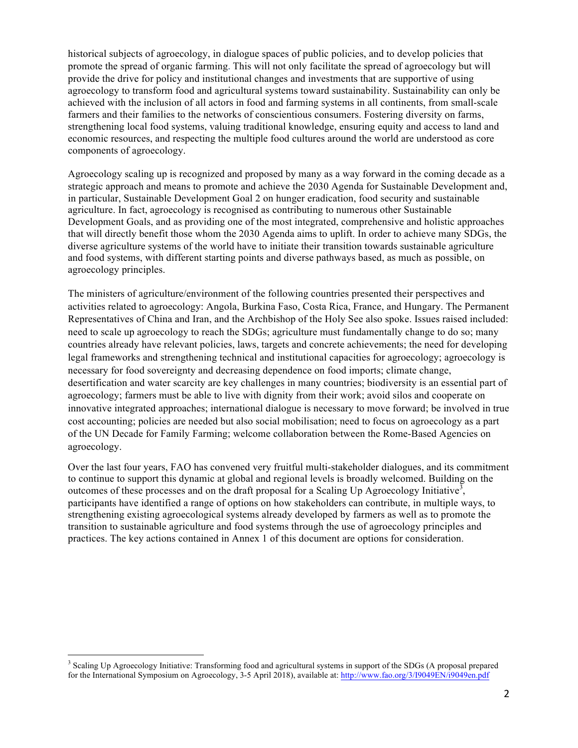historical subjects of agroecology, in dialogue spaces of public policies, and to develop policies that promote the spread of organic farming. This will not only facilitate the spread of agroecology but will provide the drive for policy and institutional changes and investments that are supportive of using agroecology to transform food and agricultural systems toward sustainability. Sustainability can only be achieved with the inclusion of all actors in food and farming systems in all continents, from small-scale farmers and their families to the networks of conscientious consumers. Fostering diversity on farms, strengthening local food systems, valuing traditional knowledge, ensuring equity and access to land and economic resources, and respecting the multiple food cultures around the world are understood as core components of agroecology.

Agroecology scaling up is recognized and proposed by many as a way forward in the coming decade as a strategic approach and means to promote and achieve the 2030 Agenda for Sustainable Development and, in particular, Sustainable Development Goal 2 on hunger eradication, food security and sustainable agriculture. In fact, agroecology is recognised as contributing to numerous other Sustainable Development Goals, and as providing one of the most integrated, comprehensive and holistic approaches that will directly benefit those whom the 2030 Agenda aims to uplift. In order to achieve many SDGs, the diverse agriculture systems of the world have to initiate their transition towards sustainable agriculture and food systems, with different starting points and diverse pathways based, as much as possible, on agroecology principles.

The ministers of agriculture/environment of the following countries presented their perspectives and activities related to agroecology: Angola, Burkina Faso, Costa Rica, France, and Hungary. The Permanent Representatives of China and Iran, and the Archbishop of the Holy See also spoke. Issues raised included: need to scale up agroecology to reach the SDGs; agriculture must fundamentally change to do so; many countries already have relevant policies, laws, targets and concrete achievements; the need for developing legal frameworks and strengthening technical and institutional capacities for agroecology; agroecology is necessary for food sovereignty and decreasing dependence on food imports; climate change, desertification and water scarcity are key challenges in many countries; biodiversity is an essential part of agroecology; farmers must be able to live with dignity from their work; avoid silos and cooperate on innovative integrated approaches; international dialogue is necessary to move forward; be involved in true cost accounting; policies are needed but also social mobilisation; need to focus on agroecology as a part of the UN Decade for Family Farming; welcome collaboration between the Rome-Based Agencies on agroecology.

Over the last four years, FAO has convened very fruitful multi-stakeholder dialogues, and its commitment to continue to support this dynamic at global and regional levels is broadly welcomed. Building on the outcomes of these processes and on the draft proposal for a Scaling Up Agroecology Initiative[3], participants have identified a range of options on how stakeholders can contribute, in multiple ways, to strengthening existing agroecological systems already developed by farmers as well as to promote the transition to sustainable agriculture and food systems through the use of agroecology principles and practices. The key actions contained in Annex 1 of this document are options for consideration.

[3] Scaling Up Agroecology Initiative: Transforming food and agricultural systems in support of the SDGs (A proposal prepared for the International Symposium on Agroecology, 3-5 April 2018), available at: http://www.fao.org/3/I9049EN/i9049en.pdf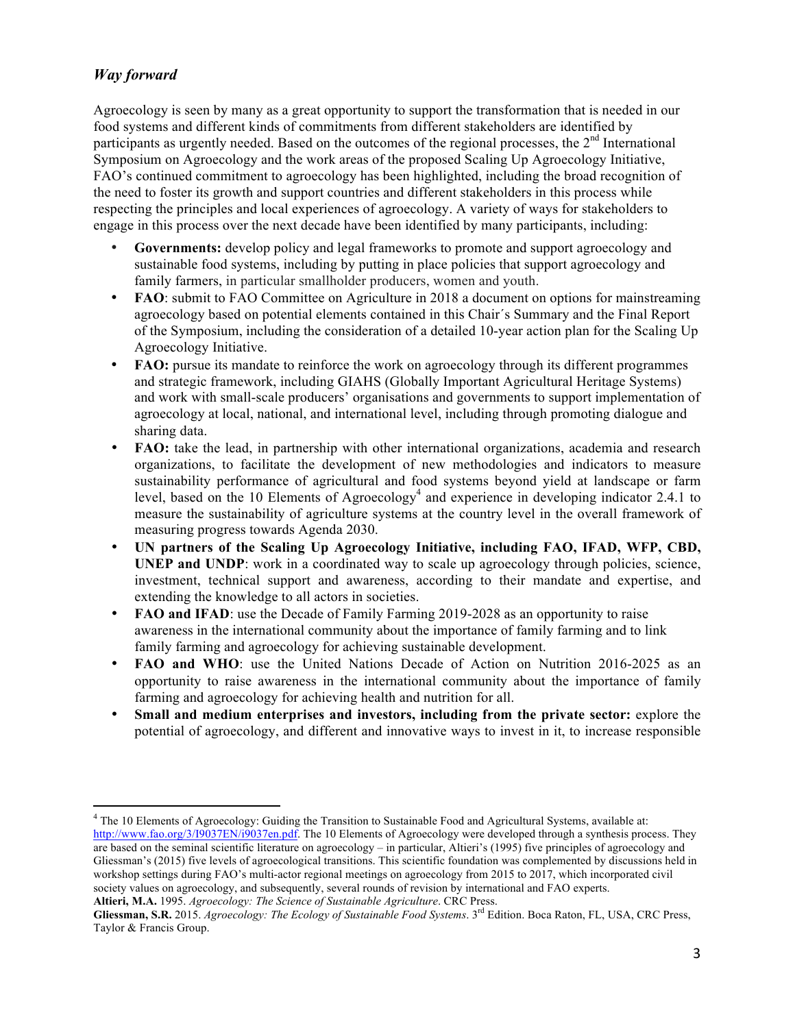## *Way forward*

Agroecology is seen by many as a great opportunity to support the transformation that is needed in our food systems and different kinds of commitments from different stakeholders are identified by participants as urgently needed. Based on the outcomes of the regional processes, the 2nd International Symposium on Agroecology and the work areas of the proposed Scaling Up Agroecology Initiative, FAO's continued commitment to agroecology has been highlighted, including the broad recognition of the need to foster its growth and support countries and different stakeholders in this process while respecting the principles and local experiences of agroecology. A variety of ways for stakeholders to engage in this process over the next decade have been identified by many participants, including:

- **Governments:** develop policy and legal frameworks to promote and support agroecology and sustainable food systems, including by putting in place policies that support agroecology and family farmers, in particular smallholder producers, women and youth.
- **FAO**: submit to FAO Committee on Agriculture in 2018 a document on options for mainstreaming agroecology based on potential elements contained in this Chair´s Summary and the Final Report of the Symposium, including the consideration of a detailed 10-year action plan for the Scaling Up Agroecology Initiative.
- **FAO:** pursue its mandate to reinforce the work on agroecology through its different programmes and strategic framework, including GIAHS (Globally Important Agricultural Heritage Systems) and work with small-scale producers' organisations and governments to support implementation of agroecology at local, national, and international level, including through promoting dialogue and sharing data.
- **FAO:** take the lead, in partnership with other international organizations, academia and research organizations, to facilitate the development of new methodologies and indicators to measure sustainability performance of agricultural and food systems beyond yield at landscape or farm level, based on the 10 Elements of Agroecology[4] and experience in developing indicator 2.4.1 to measure the sustainability of agriculture systems at the country level in the overall framework of measuring progress towards Agenda 2030.
- **UN partners of the Scaling Up Agroecology Initiative, including FAO, IFAD, WFP, CBD, UNEP and UNDP**: work in a coordinated way to scale up agroecology through policies, science, investment, technical support and awareness, according to their mandate and expertise, and extending the knowledge to all actors in societies.
- **FAO and IFAD**: use the Decade of Family Farming 2019-2028 as an opportunity to raise awareness in the international community about the importance of family farming and to link family farming and agroecology for achieving sustainable development.
- **FAO and WHO**: use the United Nations Decade of Action on Nutrition 2016-2025 as an opportunity to raise awareness in the international community about the importance of family farming and agroecology for achieving health and nutrition for all.
- **Small and medium enterprises and investors, including from the private sector:** explore the potential of agroecology, and different and innovative ways to invest in it, to increase responsible

---

[4] The 10 Elements of Agroecology: Guiding the Transition to Sustainable Food and Agricultural Systems, available at: http://www.fao.org/3/I9037EN/i9037en.pdf. The 10 Elements of Agroecology were developed through a synthesis process. They are based on the seminal scientific literature on agroecology – in particular, Altieri's (1995) five principles of agroecology and Gliessman's (2015) five levels of agroecological transitions. This scientific foundation was complemented by discussions held in workshop settings during FAO's multi-actor regional meetings on agroecology from 2015 to 2017, which incorporated civil society values on agroecology, and subsequently, several rounds of revision by international and FAO experts.
**Altieri, M.A.** 1995. *Agroecology: The Science of Sustainable Agriculture*. CRC Press.
**Gliessman, S.R.** 2015. *Agroecology: The Ecology of Sustainable Food Systems*. 3rd Edition. Boca Raton, FL, USA, CRC Press, Taylor & Francis Group.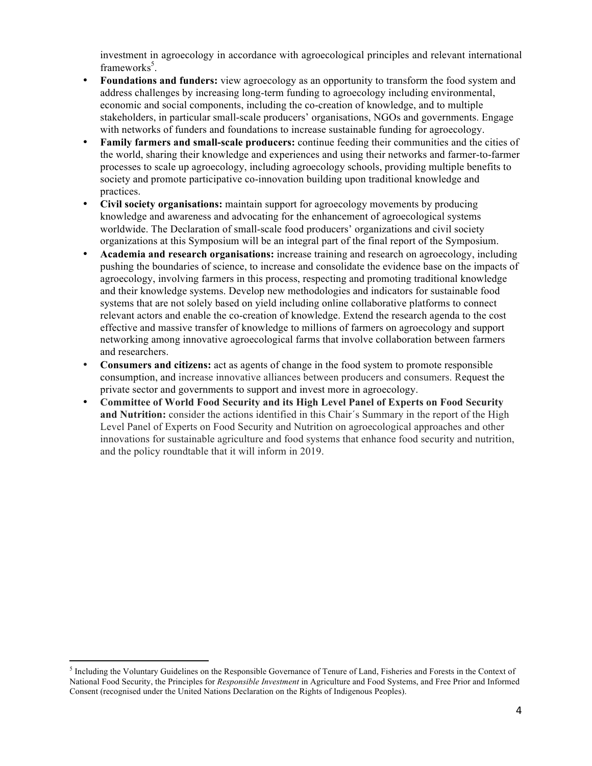investment in agroecology in accordance with agroecological principles and relevant international frameworks[5].

- **Foundations and funders:** view agroecology as an opportunity to transform the food system and address challenges by increasing long-term funding to agroecology including environmental, economic and social components, including the co-creation of knowledge, and to multiple stakeholders, in particular small-scale producers' organisations, NGOs and governments. Engage with networks of funders and foundations to increase sustainable funding for agroecology.
- **Family farmers and small-scale producers:** continue feeding their communities and the cities of the world, sharing their knowledge and experiences and using their networks and farmer-to-farmer processes to scale up agroecology, including agroecology schools, providing multiple benefits to society and promote participative co-innovation building upon traditional knowledge and practices.
- **Civil society organisations:** maintain support for agroecology movements by producing knowledge and awareness and advocating for the enhancement of agroecological systems worldwide. The Declaration of small-scale food producers' organizations and civil society organizations at this Symposium will be an integral part of the final report of the Symposium.
- **Academia and research organisations:** increase training and research on agroecology, including pushing the boundaries of science, to increase and consolidate the evidence base on the impacts of agroecology, involving farmers in this process, respecting and promoting traditional knowledge and their knowledge systems. Develop new methodologies and indicators for sustainable food systems that are not solely based on yield including online collaborative platforms to connect relevant actors and enable the co-creation of knowledge. Extend the research agenda to the cost effective and massive transfer of knowledge to millions of farmers on agroecology and support networking among innovative agroecological farms that involve collaboration between farmers and researchers.
- **Consumers and citizens:** act as agents of change in the food system to promote responsible consumption, and increase innovative alliances between producers and consumers. Request the private sector and governments to support and invest more in agroecology.
- **Committee of World Food Security and its High Level Panel of Experts on Food Security and Nutrition:** consider the actions identified in this Chair´s Summary in the report of the High Level Panel of Experts on Food Security and Nutrition on agroecological approaches and other innovations for sustainable agriculture and food systems that enhance food security and nutrition, and the policy roundtable that it will inform in 2019.

---

[5] Including the Voluntary Guidelines on the Responsible Governance of Tenure of Land, Fisheries and Forests in the Context of National Food Security, the Principles for *Responsible Investment* in Agriculture and Food Systems, and Free Prior and Informed Consent (recognised under the United Nations Declaration on the Rights of Indigenous Peoples).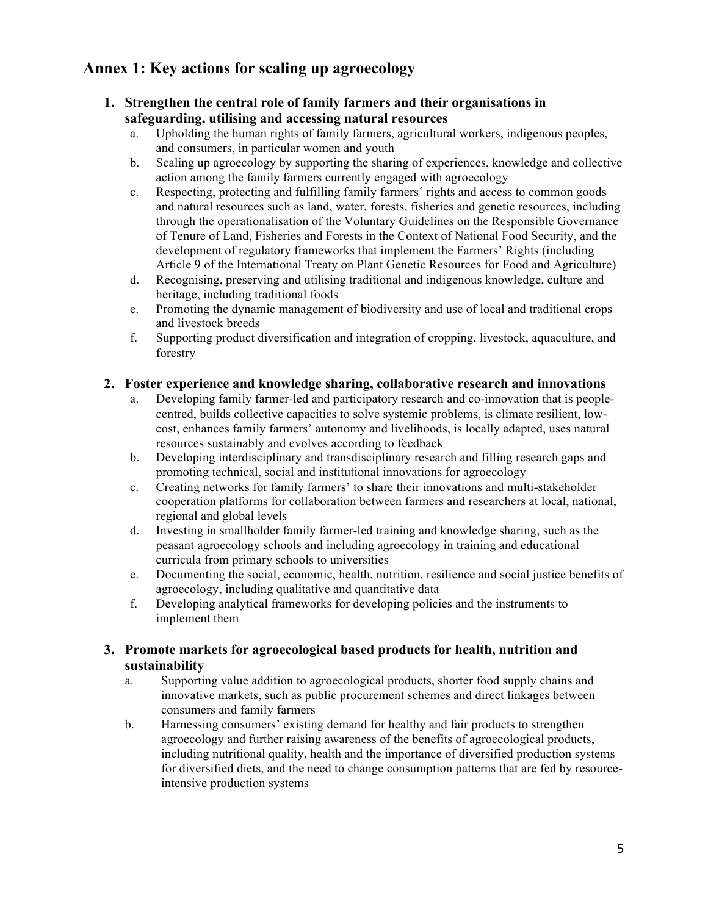## Annex 1: Key actions for scaling up agroecology

1. **Strengthen the central role of family farmers and their organisations in safeguarding, utilising and accessing natural resources**
   a. Upholding the human rights of family farmers, agricultural workers, indigenous peoples, and consumers, in particular women and youth
   b. Scaling up agroecology by supporting the sharing of experiences, knowledge and collective action among the family farmers currently engaged with agroecology
   c. Respecting, protecting and fulfilling family farmers´ rights and access to common goods and natural resources such as land, water, forests, fisheries and genetic resources, including through the operationalisation of the Voluntary Guidelines on the Responsible Governance of Tenure of Land, Fisheries and Forests in the Context of National Food Security, and the development of regulatory frameworks that implement the Farmers' Rights (including Article 9 of the International Treaty on Plant Genetic Resources for Food and Agriculture)
   d. Recognising, preserving and utilising traditional and indigenous knowledge, culture and heritage, including traditional foods
   e. Promoting the dynamic management of biodiversity and use of local and traditional crops and livestock breeds
   f. Supporting product diversification and integration of cropping, livestock, aquaculture, and forestry

2. **Foster experience and knowledge sharing, collaborative research and innovations**
   a. Developing family farmer-led and participatory research and co-innovation that is people-centred, builds collective capacities to solve systemic problems, is climate resilient, low-cost, enhances family farmers' autonomy and livelihoods, is locally adapted, uses natural resources sustainably and evolves according to feedback
   b. Developing interdisciplinary and transdisciplinary research and filling research gaps and promoting technical, social and institutional innovations for agroecology
   c. Creating networks for family farmers' to share their innovations and multi-stakeholder cooperation platforms for collaboration between farmers and researchers at local, national, regional and global levels
   d. Investing in smallholder family farmer-led training and knowledge sharing, such as the peasant agroecology schools and including agroecology in training and educational curricula from primary schools to universities
   e. Documenting the social, economic, health, nutrition, resilience and social justice benefits of agroecology, including qualitative and quantitative data
   f. Developing analytical frameworks for developing policies and the instruments to implement them

3. **Promote markets for agroecological based products for health, nutrition and sustainability**
   a. Supporting value addition to agroecological products, shorter food supply chains and innovative markets, such as public procurement schemes and direct linkages between consumers and family farmers
   b. Harnessing consumers' existing demand for healthy and fair products to strengthen agroecology and further raising awareness of the benefits of agroecological products, including nutritional quality, health and the importance of diversified production systems for diversified diets, and the need to change consumption patterns that are fed by resource-intensive production systems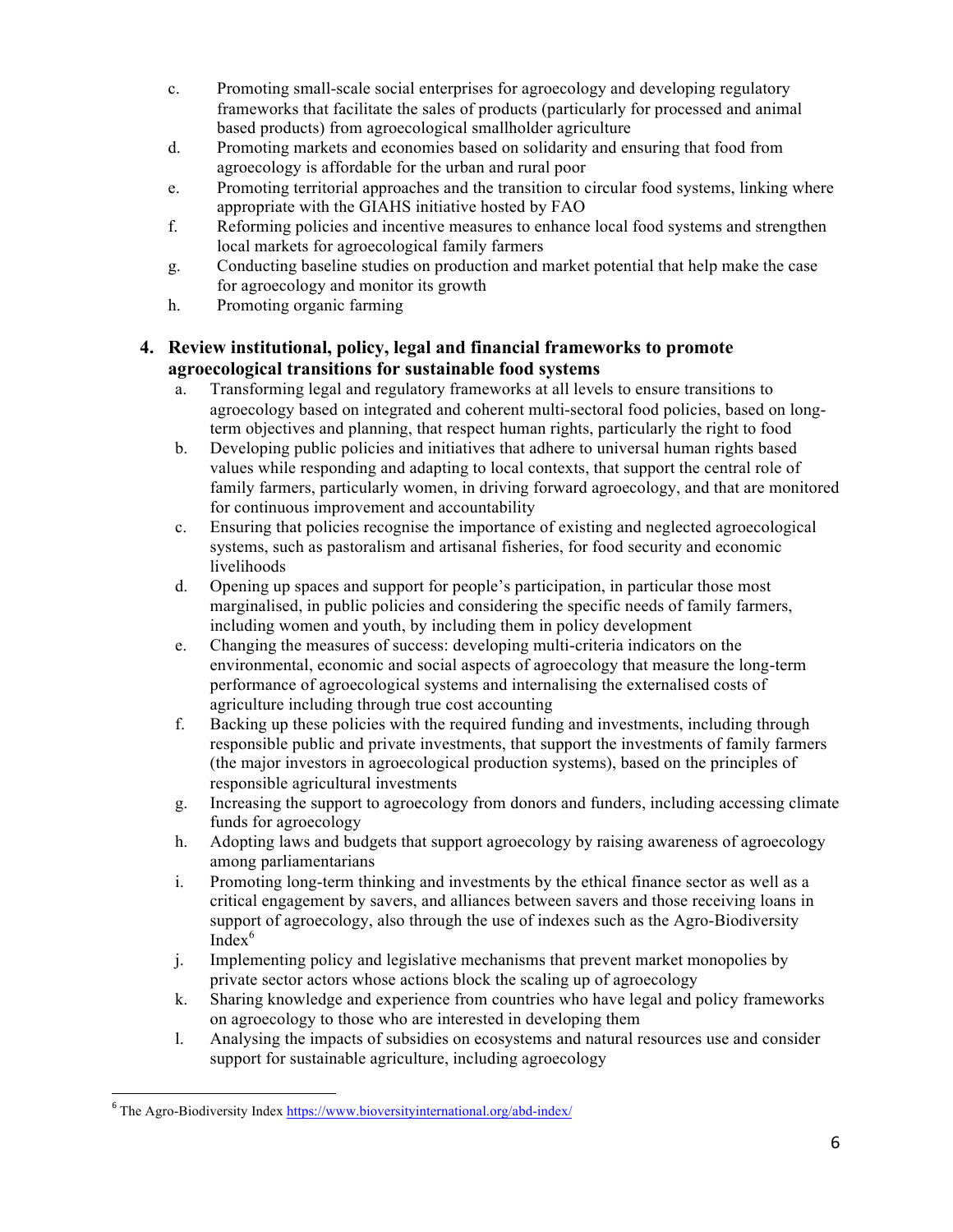c. Promoting small-scale social enterprises for agroecology and developing regulatory frameworks that facilitate the sales of products (particularly for processed and animal based products) from agroecological smallholder agriculture
d. Promoting markets and economies based on solidarity and ensuring that food from agroecology is affordable for the urban and rural poor
e. Promoting territorial approaches and the transition to circular food systems, linking where appropriate with the GIAHS initiative hosted by FAO
f. Reforming policies and incentive measures to enhance local food systems and strengthen local markets for agroecological family farmers
g. Conducting baseline studies on production and market potential that help make the case for agroecology and monitor its growth
h. Promoting organic farming

### 4. Review institutional, policy, legal and financial frameworks to promote agroecological transitions for sustainable food systems

a. Transforming legal and regulatory frameworks at all levels to ensure transitions to agroecology based on integrated and coherent multi-sectoral food policies, based on long-term objectives and planning, that respect human rights, particularly the right to food
b. Developing public policies and initiatives that adhere to universal human rights based values while responding and adapting to local contexts, that support the central role of family farmers, particularly women, in driving forward agroecology, and that are monitored for continuous improvement and accountability
c. Ensuring that policies recognise the importance of existing and neglected agroecological systems, such as pastoralism and artisanal fisheries, for food security and economic livelihoods
d. Opening up spaces and support for people's participation, in particular those most marginalised, in public policies and considering the specific needs of family farmers, including women and youth, by including them in policy development
e. Changing the measures of success: developing multi-criteria indicators on the environmental, economic and social aspects of agroecology that measure the long-term performance of agroecological systems and internalising the externalised costs of agriculture including through true cost accounting
f. Backing up these policies with the required funding and investments, including through responsible public and private investments, that support the investments of family farmers (the major investors in agroecological production systems), based on the principles of responsible agricultural investments
g. Increasing the support to agroecology from donors and funders, including accessing climate funds for agroecology
h. Adopting laws and budgets that support agroecology by raising awareness of agroecology among parliamentarians
i. Promoting long-term thinking and investments by the ethical finance sector as well as a critical engagement by savers, and alliances between savers and those receiving loans in support of agroecology, also through the use of indexes such as the Agro-Biodiversity Index[6]
j. Implementing policy and legislative mechanisms that prevent market monopolies by private sector actors whose actions block the scaling up of agroecology
k. Sharing knowledge and experience from countries who have legal and policy frameworks on agroecology to those who are interested in developing them
l. Analysing the impacts of subsidies on ecosystems and natural resources use and consider support for sustainable agriculture, including agroecology

---

[6] The Agro-Biodiversity Index https://www.bioversityinternational.org/abd-index/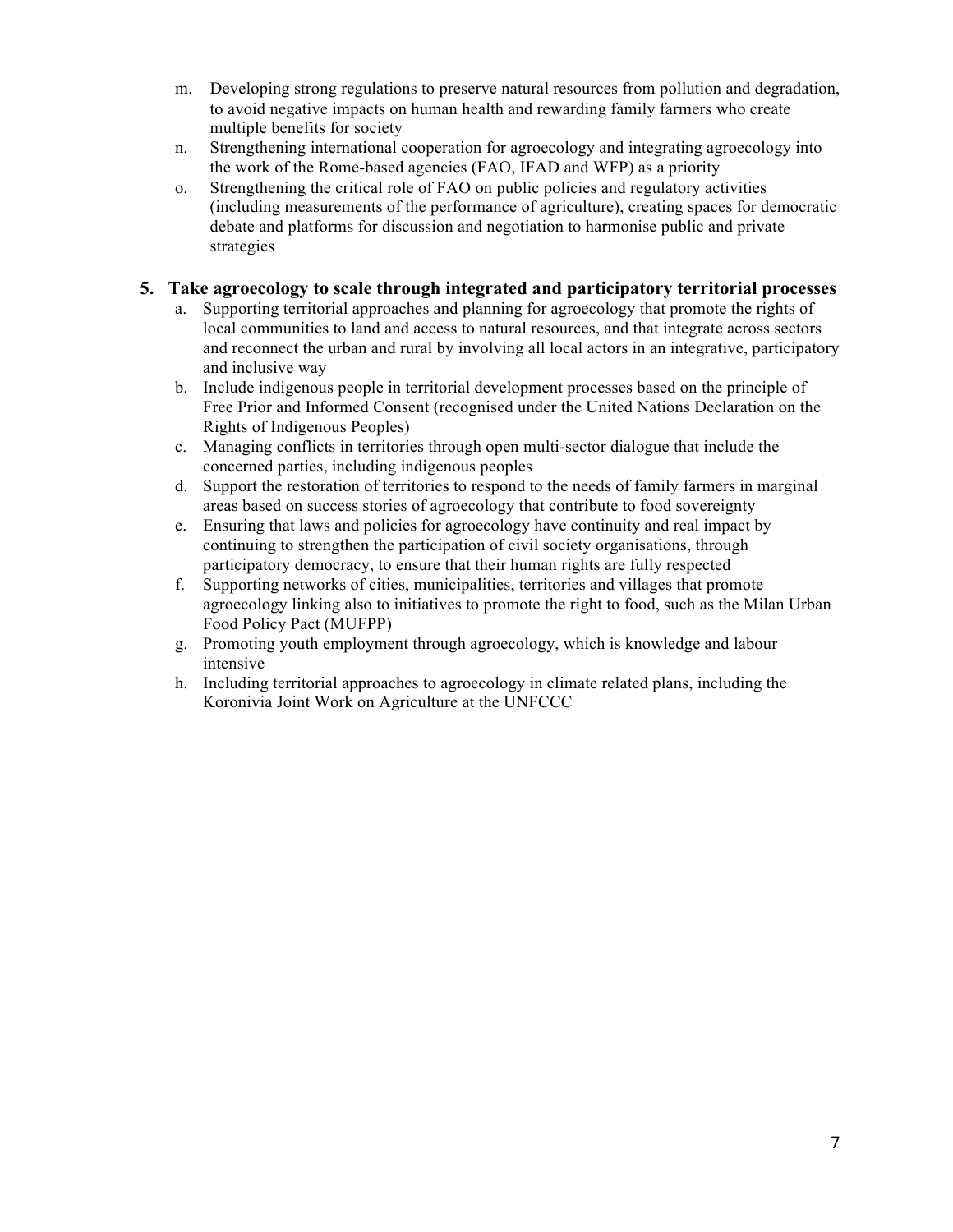m. Developing strong regulations to preserve natural resources from pollution and degradation, to avoid negative impacts on human health and rewarding family farmers who create multiple benefits for society
n. Strengthening international cooperation for agroecology and integrating agroecology into the work of the Rome-based agencies (FAO, IFAD and WFP) as a priority
o. Strengthening the critical role of FAO on public policies and regulatory activities (including measurements of the performance of agriculture), creating spaces for democratic debate and platforms for discussion and negotiation to harmonise public and private strategies

### 5. Take agroecology to scale through integrated and participatory territorial processes

a. Supporting territorial approaches and planning for agroecology that promote the rights of local communities to land and access to natural resources, and that integrate across sectors and reconnect the urban and rural by involving all local actors in an integrative, participatory and inclusive way
b. Include indigenous people in territorial development processes based on the principle of Free Prior and Informed Consent (recognised under the United Nations Declaration on the Rights of Indigenous Peoples)
c. Managing conflicts in territories through open multi-sector dialogue that include the concerned parties, including indigenous peoples
d. Support the restoration of territories to respond to the needs of family farmers in marginal areas based on success stories of agroecology that contribute to food sovereignty
e. Ensuring that laws and policies for agroecology have continuity and real impact by continuing to strengthen the participation of civil society organisations, through participatory democracy, to ensure that their human rights are fully respected
f. Supporting networks of cities, municipalities, territories and villages that promote agroecology linking also to initiatives to promote the right to food, such as the Milan Urban Food Policy Pact (MUFPP)
g. Promoting youth employment through agroecology, which is knowledge and labour intensive
h. Including territorial approaches to agroecology in climate related plans, including the Koronivia Joint Work on Agriculture at the UNFCCC